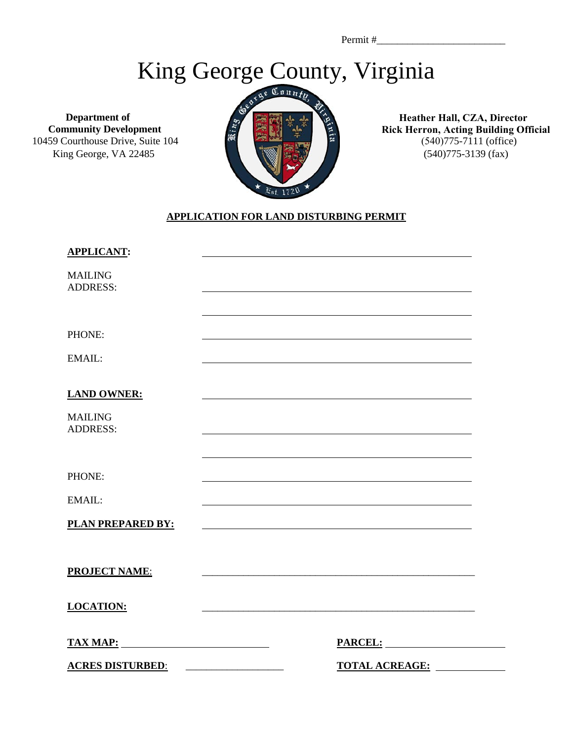Permit #________________________

# King George County, Virginia

**Department of Community Development**
10459 Courthouse Drive, Suite 104
King George, VA 22485

**Heather Hall, CZA, Director**
**Rick Herron, Acting Building Official**
(540)775-7111 (office)
(540)775-3139 (fax)

## APPLICATION FOR LAND DISTURBING PERMIT

**APPLICANT:** ________________________________________________

MAILING ADDRESS: ________________________________________________

________________________________________________

PHONE: ________________________________________________

EMAIL: ________________________________________________

**LAND OWNER:** ________________________________________________

MAILING ADDRESS: ________________________________________________

________________________________________________

PHONE: ________________________________________________

EMAIL: ________________________________________________

**PLAN PREPARED BY:** ________________________________________________

**PROJECT NAME**: ________________________________________________

**LOCATION:** ________________________________________________

**TAX MAP:** ____________________________ **PARCEL:** ______________________

**ACRES DISTURBED**: __________________ **TOTAL ACREAGE:** _____________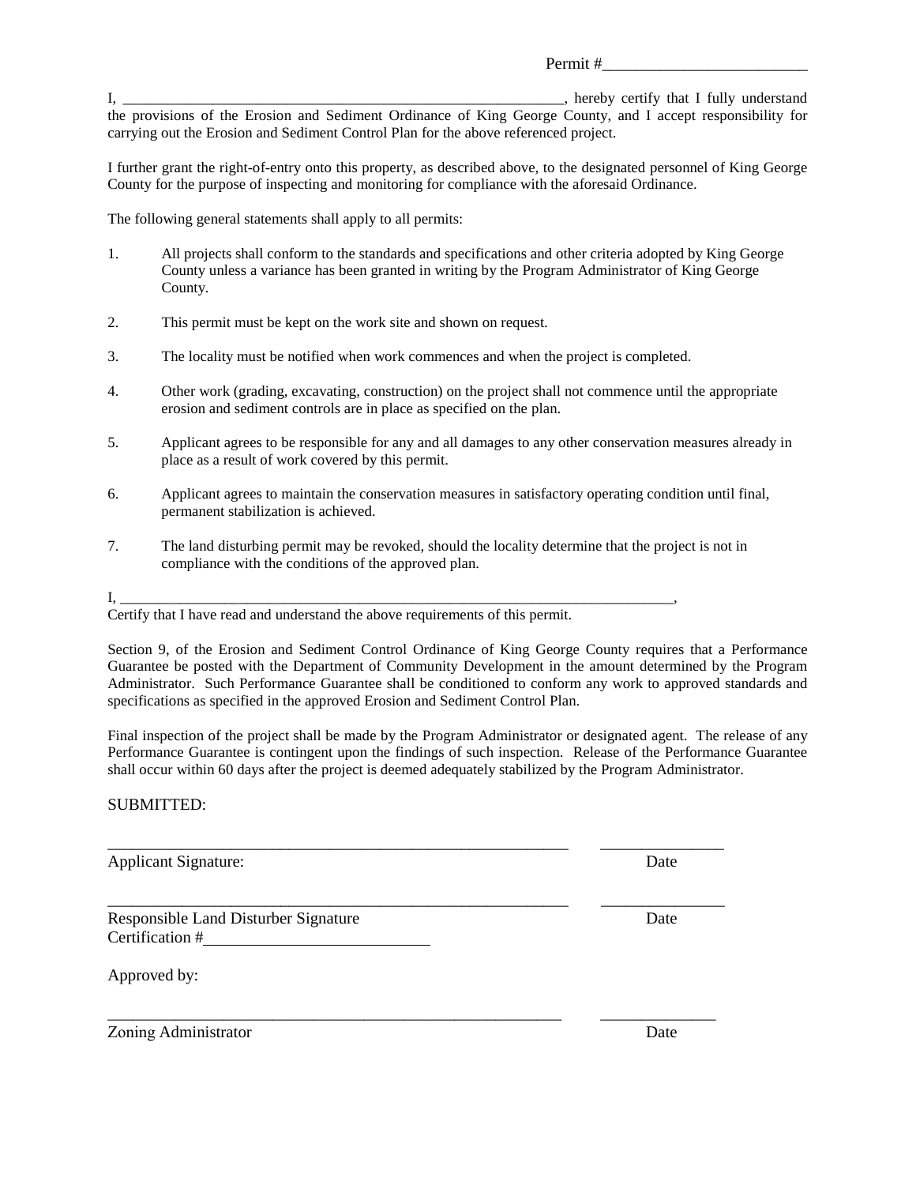Permit #_________________________

I, ____________________________________________________________, hereby certify that I fully understand the provisions of the Erosion and Sediment Ordinance of King George County, and I accept responsibility for carrying out the Erosion and Sediment Control Plan for the above referenced project.

I further grant the right-of-entry onto this property, as described above, to the designated personnel of King George County for the purpose of inspecting and monitoring for compliance with the aforesaid Ordinance.

The following general statements shall apply to all permits:

1. All projects shall conform to the standards and specifications and other criteria adopted by King George County unless a variance has been granted in writing by the Program Administrator of King George County.

2. This permit must be kept on the work site and shown on request.

3. The locality must be notified when work commences and when the project is completed.

4. Other work (grading, excavating, construction) on the project shall not commence until the appropriate erosion and sediment controls are in place as specified on the plan.

5. Applicant agrees to be responsible for any and all damages to any other conservation measures already in place as a result of work covered by this permit.

6. Applicant agrees to maintain the conservation measures in satisfactory operating condition until final, permanent stabilization is achieved.

7. The land disturbing permit may be revoked, should the locality determine that the project is not in compliance with the conditions of the approved plan.

I, ___________________________________________________________________________,
Certify that I have read and understand the above requirements of this permit.

Section 9, of the Erosion and Sediment Control Ordinance of King George County requires that a Performance Guarantee be posted with the Department of Community Development in the amount determined by the Program Administrator. Such Performance Guarantee shall be conditioned to conform any work to approved standards and specifications as specified in the approved Erosion and Sediment Control Plan.

Final inspection of the project shall be made by the Program Administrator or designated agent. The release of any Performance Guarantee is contingent upon the findings of such inspection. Release of the Performance Guarantee shall occur within 60 days after the project is deemed adequately stabilized by the Program Administrator.

SUBMITTED:

___________________________________________________________ _______________
Applicant Signature: Date

___________________________________________________________ _______________
Responsible Land Disturber Signature Date
Certification #___________________________

Approved by:

___________________________________________________________ ______________
Zoning Administrator Date